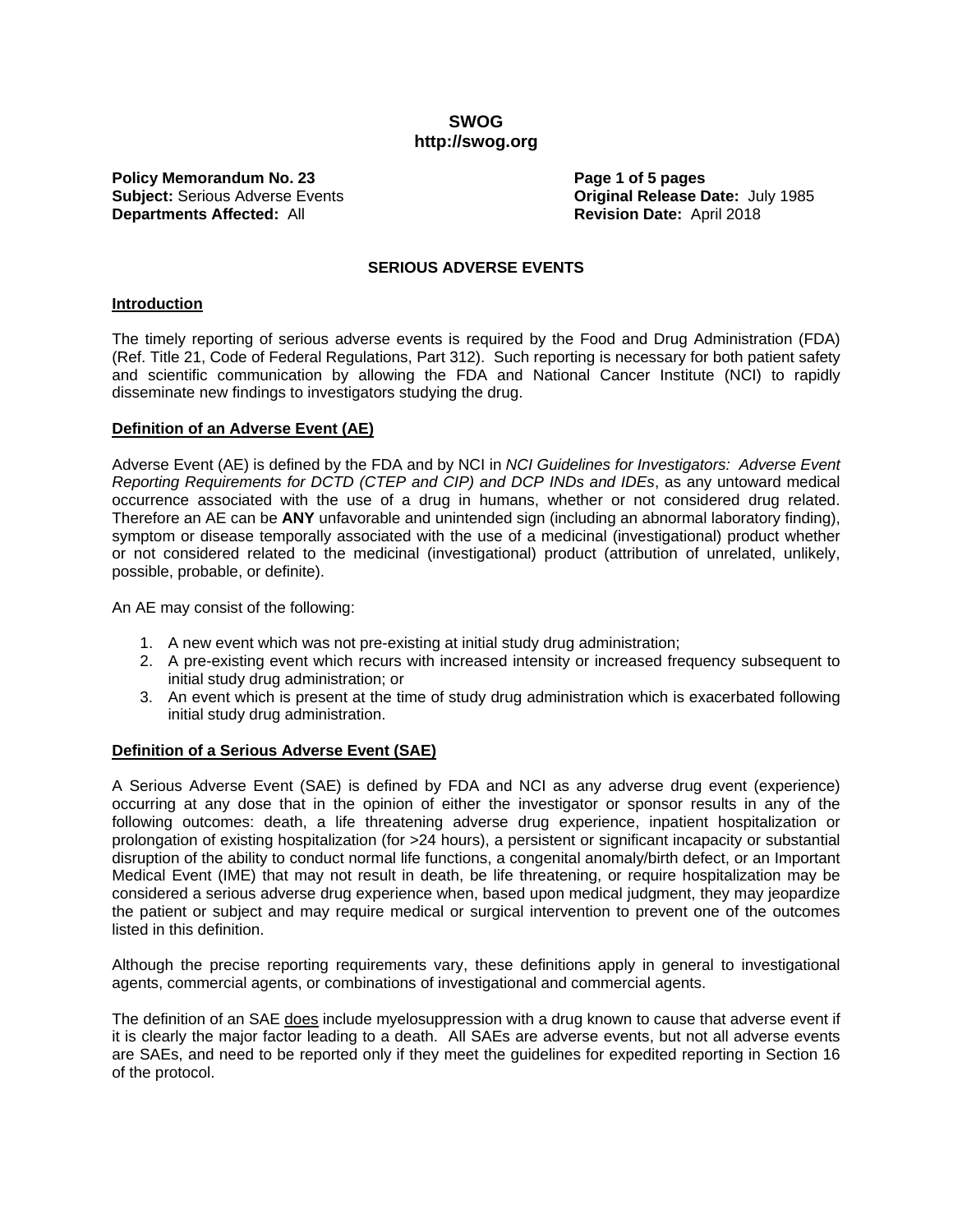**SWOG**
**http://swog.org**

**Policy Memorandum No. 23**
**Subject:** Serious Adverse Events
**Departments Affected:** All

**Original Release Date:** July 1985
**Revision Date:** April 2018

## SERIOUS ADVERSE EVENTS

### Introduction

The timely reporting of serious adverse events is required by the Food and Drug Administration (FDA) (Ref. Title 21, Code of Federal Regulations, Part 312). Such reporting is necessary for both patient safety and scientific communication by allowing the FDA and National Cancer Institute (NCI) to rapidly disseminate new findings to investigators studying the drug.

### Definition of an Adverse Event (AE)

Adverse Event (AE) is defined by the FDA and by NCI in *NCI Guidelines for Investigators: Adverse Event Reporting Requirements for DCTD (CTEP and CIP) and DCP INDs and IDEs*, as any untoward medical occurrence associated with the use of a drug in humans, whether or not considered drug related. Therefore an AE can be **ANY** unfavorable and unintended sign (including an abnormal laboratory finding), symptom or disease temporally associated with the use of a medicinal (investigational) product whether or not considered related to the medicinal (investigational) product (attribution of unrelated, unlikely, possible, probable, or definite).

An AE may consist of the following:

1. A new event which was not pre-existing at initial study drug administration;
2. A pre-existing event which recurs with increased intensity or increased frequency subsequent to initial study drug administration; or
3. An event which is present at the time of study drug administration which is exacerbated following initial study drug administration.

### Definition of a Serious Adverse Event (SAE)

A Serious Adverse Event (SAE) is defined by FDA and NCI as any adverse drug event (experience) occurring at any dose that in the opinion of either the investigator or sponsor results in any of the following outcomes: death, a life threatening adverse drug experience, inpatient hospitalization or prolongation of existing hospitalization (for >24 hours), a persistent or significant incapacity or substantial disruption of the ability to conduct normal life functions, a congenital anomaly/birth defect, or an Important Medical Event (IME) that may not result in death, be life threatening, or require hospitalization may be considered a serious adverse drug experience when, based upon medical judgment, they may jeopardize the patient or subject and may require medical or surgical intervention to prevent one of the outcomes listed in this definition.

Although the precise reporting requirements vary, these definitions apply in general to investigational agents, commercial agents, or combinations of investigational and commercial agents.

The definition of an SAE does include myelosuppression with a drug known to cause that adverse event if it is clearly the major factor leading to a death. All SAEs are adverse events, but not all adverse events are SAEs, and need to be reported only if they meet the guidelines for expedited reporting in Section 16 of the protocol.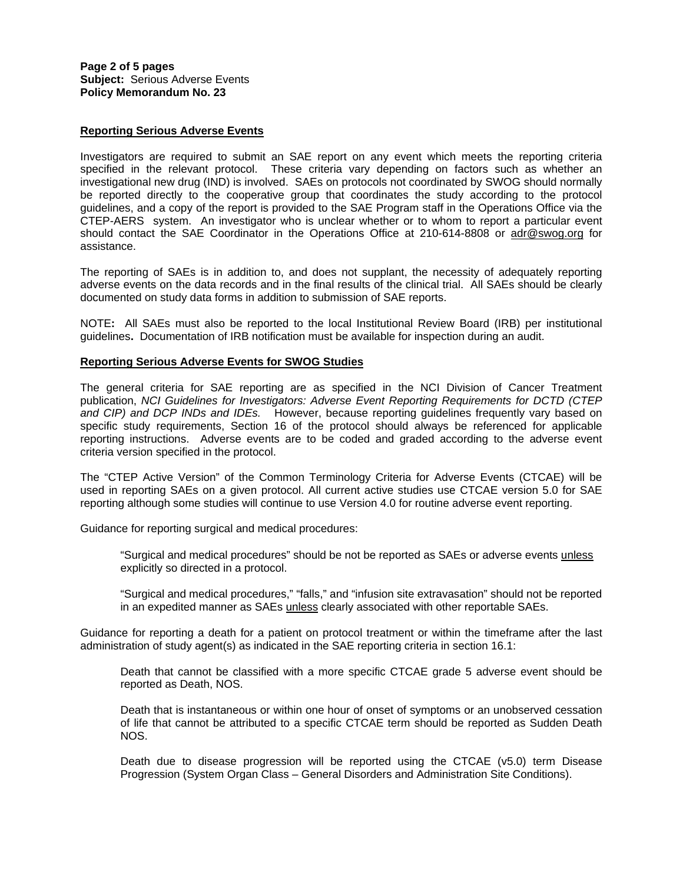## Reporting Serious Adverse Events

Investigators are required to submit an SAE report on any event which meets the reporting criteria specified in the relevant protocol. These criteria vary depending on factors such as whether an investigational new drug (IND) is involved. SAEs on protocols not coordinated by SWOG should normally be reported directly to the cooperative group that coordinates the study according to the protocol guidelines, and a copy of the report is provided to the SAE Program staff in the Operations Office via the CTEP-AERS system. An investigator who is unclear whether or to whom to report a particular event should contact the SAE Coordinator in the Operations Office at 210-614-8808 or adr@swog.org for assistance.

The reporting of SAEs is in addition to, and does not supplant, the necessity of adequately reporting adverse events on the data records and in the final results of the clinical trial. All SAEs should be clearly documented on study data forms in addition to submission of SAE reports.

NOTE**:** All SAEs must also be reported to the local Institutional Review Board (IRB) per institutional guidelines**.** Documentation of IRB notification must be available for inspection during an audit.

## Reporting Serious Adverse Events for SWOG Studies

The general criteria for SAE reporting are as specified in the NCI Division of Cancer Treatment publication, *NCI Guidelines for Investigators: Adverse Event Reporting Requirements for DCTD (CTEP and CIP) and DCP INDs and IDEs.* However, because reporting guidelines frequently vary based on specific study requirements, Section 16 of the protocol should always be referenced for applicable reporting instructions. Adverse events are to be coded and graded according to the adverse event criteria version specified in the protocol.

The "CTEP Active Version" of the Common Terminology Criteria for Adverse Events (CTCAE) will be used in reporting SAEs on a given protocol. All current active studies use CTCAE version 5.0 for SAE reporting although some studies will continue to use Version 4.0 for routine adverse event reporting.

Guidance for reporting surgical and medical procedures:

> "Surgical and medical procedures" should be not be reported as SAEs or adverse events unless explicitly so directed in a protocol.
>
> "Surgical and medical procedures," "falls," and "infusion site extravasation" should not be reported in an expedited manner as SAEs unless clearly associated with other reportable SAEs.

Guidance for reporting a death for a patient on protocol treatment or within the timeframe after the last administration of study agent(s) as indicated in the SAE reporting criteria in section 16.1:

> Death that cannot be classified with a more specific CTCAE grade 5 adverse event should be reported as Death, NOS.
>
> Death that is instantaneous or within one hour of onset of symptoms or an unobserved cessation of life that cannot be attributed to a specific CTCAE term should be reported as Sudden Death NOS.
>
> Death due to disease progression will be reported using the CTCAE (v5.0) term Disease Progression (System Organ Class – General Disorders and Administration Site Conditions).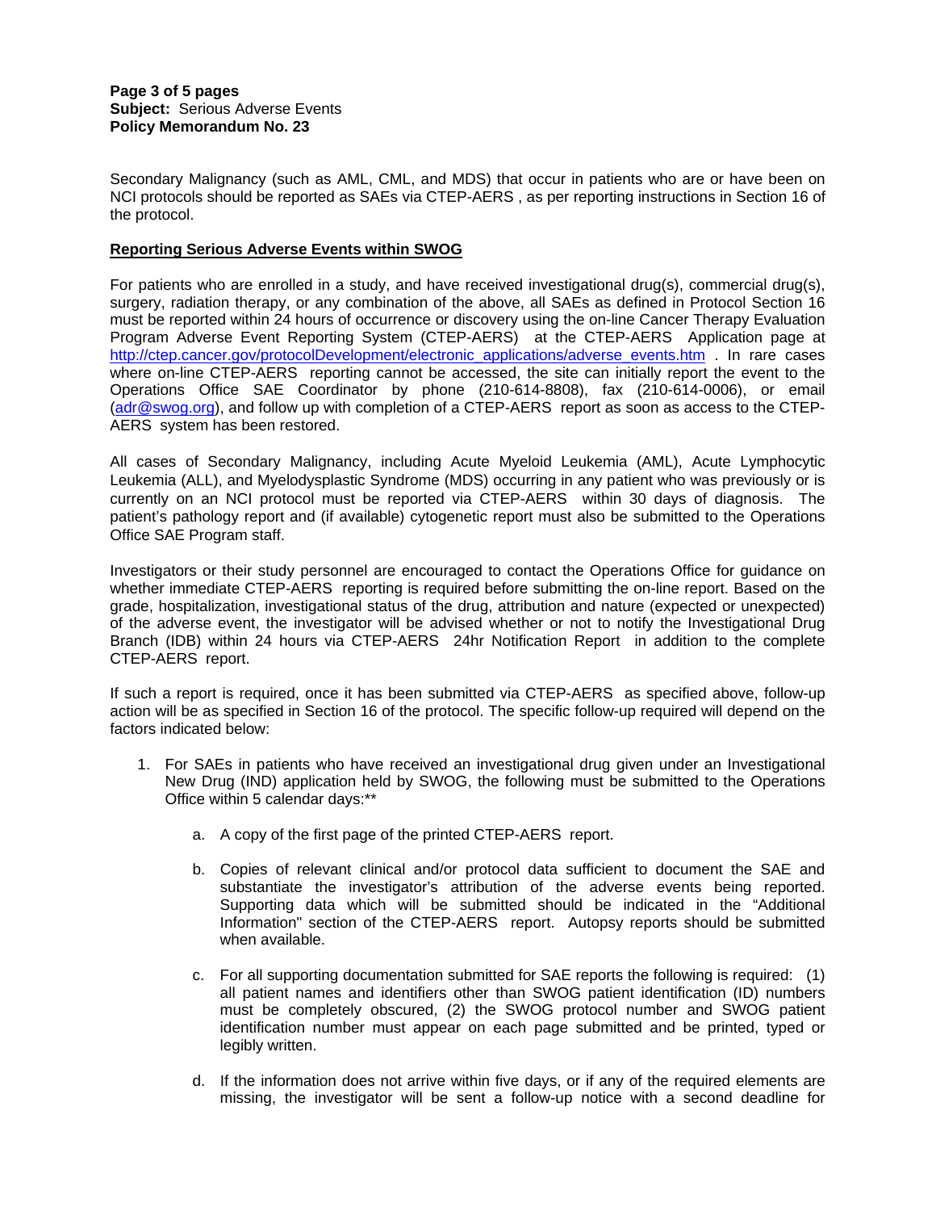Secondary Malignancy (such as AML, CML, and MDS) that occur in patients who are or have been on NCI protocols should be reported as SAEs via CTEP-AERS , as per reporting instructions in Section 16 of the protocol.

**Reporting Serious Adverse Events within SWOG**

For patients who are enrolled in a study, and have received investigational drug(s), commercial drug(s), surgery, radiation therapy, or any combination of the above, all SAEs as defined in Protocol Section 16 must be reported within 24 hours of occurrence or discovery using the on-line Cancer Therapy Evaluation Program Adverse Event Reporting System (CTEP-AERS) at the CTEP-AERS Application page at http://ctep.cancer.gov/protocolDevelopment/electronic_applications/adverse_events.htm . In rare cases where on-line CTEP-AERS reporting cannot be accessed, the site can initially report the event to the Operations Office SAE Coordinator by phone (210-614-8808), fax (210-614-0006), or email (adr@swog.org), and follow up with completion of a CTEP-AERS report as soon as access to the CTEP-AERS system has been restored.

All cases of Secondary Malignancy, including Acute Myeloid Leukemia (AML), Acute Lymphocytic Leukemia (ALL), and Myelodysplastic Syndrome (MDS) occurring in any patient who was previously or is currently on an NCI protocol must be reported via CTEP-AERS within 30 days of diagnosis. The patient's pathology report and (if available) cytogenetic report must also be submitted to the Operations Office SAE Program staff.

Investigators or their study personnel are encouraged to contact the Operations Office for guidance on whether immediate CTEP-AERS reporting is required before submitting the on-line report. Based on the grade, hospitalization, investigational status of the drug, attribution and nature (expected or unexpected) of the adverse event, the investigator will be advised whether or not to notify the Investigational Drug Branch (IDB) within 24 hours via CTEP-AERS 24hr Notification Report in addition to the complete CTEP-AERS report.

If such a report is required, once it has been submitted via CTEP-AERS as specified above, follow-up action will be as specified in Section 16 of the protocol. The specific follow-up required will depend on the factors indicated below:

1. For SAEs in patients who have received an investigational drug given under an Investigational New Drug (IND) application held by SWOG, the following must be submitted to the Operations Office within 5 calendar days:**

    a. A copy of the first page of the printed CTEP-AERS report.

    b. Copies of relevant clinical and/or protocol data sufficient to document the SAE and substantiate the investigator's attribution of the adverse events being reported. Supporting data which will be submitted should be indicated in the "Additional Information" section of the CTEP-AERS report. Autopsy reports should be submitted when available.

    c. For all supporting documentation submitted for SAE reports the following is required: (1) all patient names and identifiers other than SWOG patient identification (ID) numbers must be completely obscured, (2) the SWOG protocol number and SWOG patient identification number must appear on each page submitted and be printed, typed or legibly written.

    d. If the information does not arrive within five days, or if any of the required elements are missing, the investigator will be sent a follow-up notice with a second deadline for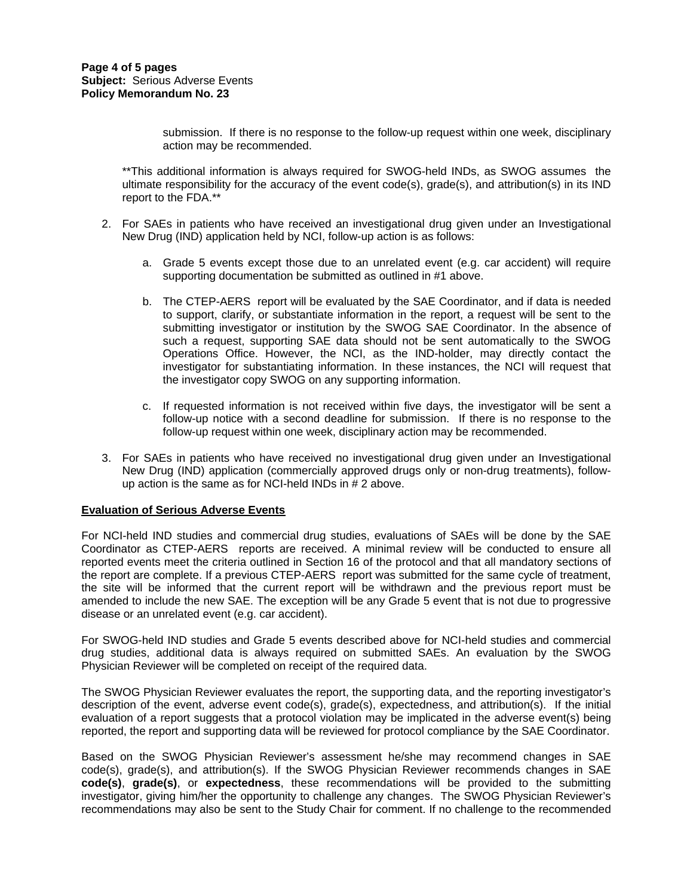submission. If there is no response to the follow-up request within one week, disciplinary action may be recommended.

**This additional information is always required for SWOG-held INDs, as SWOG assumes the ultimate responsibility for the accuracy of the event code(s), grade(s), and attribution(s) in its IND report to the FDA.**

2. For SAEs in patients who have received an investigational drug given under an Investigational New Drug (IND) application held by NCI, follow-up action is as follows:

   a. Grade 5 events except those due to an unrelated event (e.g. car accident) will require supporting documentation be submitted as outlined in #1 above.

   b. The CTEP-AERS report will be evaluated by the SAE Coordinator, and if data is needed to support, clarify, or substantiate information in the report, a request will be sent to the submitting investigator or institution by the SWOG SAE Coordinator. In the absence of such a request, supporting SAE data should not be sent automatically to the SWOG Operations Office. However, the NCI, as the IND-holder, may directly contact the investigator for substantiating information. In these instances, the NCI will request that the investigator copy SWOG on any supporting information.

   c. If requested information is not received within five days, the investigator will be sent a follow-up notice with a second deadline for submission. If there is no response to the follow-up request within one week, disciplinary action may be recommended.

3. For SAEs in patients who have received no investigational drug given under an Investigational New Drug (IND) application (commercially approved drugs only or non-drug treatments), follow-up action is the same as for NCI-held INDs in # 2 above.

## Evaluation of Serious Adverse Events

For NCI-held IND studies and commercial drug studies, evaluations of SAEs will be done by the SAE Coordinator as CTEP-AERS reports are received. A minimal review will be conducted to ensure all reported events meet the criteria outlined in Section 16 of the protocol and that all mandatory sections of the report are complete. If a previous CTEP-AERS report was submitted for the same cycle of treatment, the site will be informed that the current report will be withdrawn and the previous report must be amended to include the new SAE. The exception will be any Grade 5 event that is not due to progressive disease or an unrelated event (e.g. car accident).

For SWOG-held IND studies and Grade 5 events described above for NCI-held studies and commercial drug studies, additional data is always required on submitted SAEs. An evaluation by the SWOG Physician Reviewer will be completed on receipt of the required data.

The SWOG Physician Reviewer evaluates the report, the supporting data, and the reporting investigator's description of the event, adverse event code(s), grade(s), expectedness, and attribution(s). If the initial evaluation of a report suggests that a protocol violation may be implicated in the adverse event(s) being reported, the report and supporting data will be reviewed for protocol compliance by the SAE Coordinator.

Based on the SWOG Physician Reviewer's assessment he/she may recommend changes in SAE code(s), grade(s), and attribution(s). If the SWOG Physician Reviewer recommends changes in SAE **code(s)**, **grade(s)**, or **expectedness**, these recommendations will be provided to the submitting investigator, giving him/her the opportunity to challenge any changes. The SWOG Physician Reviewer's recommendations may also be sent to the Study Chair for comment. If no challenge to the recommended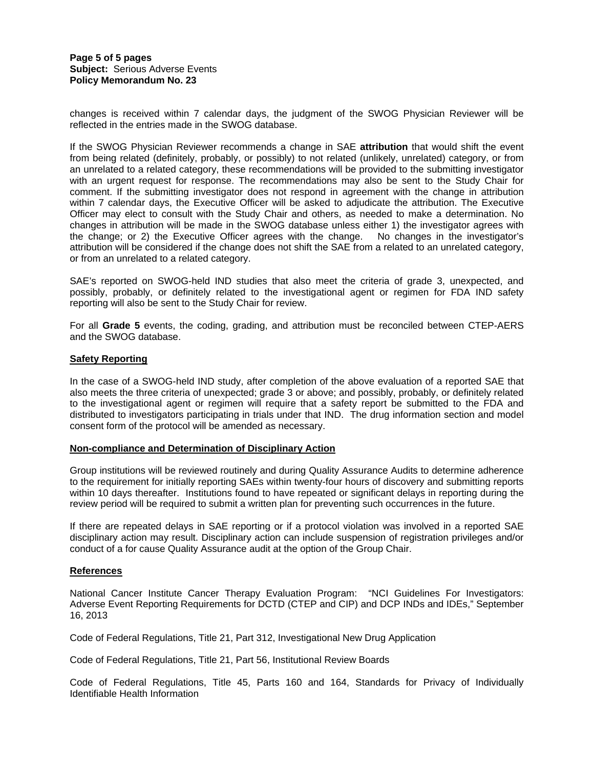changes is received within 7 calendar days, the judgment of the SWOG Physician Reviewer will be reflected in the entries made in the SWOG database.

If the SWOG Physician Reviewer recommends a change in SAE **attribution** that would shift the event from being related (definitely, probably, or possibly) to not related (unlikely, unrelated) category, or from an unrelated to a related category, these recommendations will be provided to the submitting investigator with an urgent request for response. The recommendations may also be sent to the Study Chair for comment. If the submitting investigator does not respond in agreement with the change in attribution within 7 calendar days, the Executive Officer will be asked to adjudicate the attribution. The Executive Officer may elect to consult with the Study Chair and others, as needed to make a determination. No changes in attribution will be made in the SWOG database unless either 1) the investigator agrees with the change; or 2) the Executive Officer agrees with the change. No changes in the investigator's attribution will be considered if the change does not shift the SAE from a related to an unrelated category, or from an unrelated to a related category.

SAE's reported on SWOG-held IND studies that also meet the criteria of grade 3, unexpected, and possibly, probably, or definitely related to the investigational agent or regimen for FDA IND safety reporting will also be sent to the Study Chair for review.

For all **Grade 5** events, the coding, grading, and attribution must be reconciled between CTEP-AERS and the SWOG database.

## Safety Reporting

In the case of a SWOG-held IND study, after completion of the above evaluation of a reported SAE that also meets the three criteria of unexpected; grade 3 or above; and possibly, probably, or definitely related to the investigational agent or regimen will require that a safety report be submitted to the FDA and distributed to investigators participating in trials under that IND. The drug information section and model consent form of the protocol will be amended as necessary.

## Non-compliance and Determination of Disciplinary Action

Group institutions will be reviewed routinely and during Quality Assurance Audits to determine adherence to the requirement for initially reporting SAEs within twenty-four hours of discovery and submitting reports within 10 days thereafter. Institutions found to have repeated or significant delays in reporting during the review period will be required to submit a written plan for preventing such occurrences in the future.

If there are repeated delays in SAE reporting or if a protocol violation was involved in a reported SAE disciplinary action may result. Disciplinary action can include suspension of registration privileges and/or conduct of a for cause Quality Assurance audit at the option of the Group Chair.

## References

National Cancer Institute Cancer Therapy Evaluation Program: "NCI Guidelines For Investigators: Adverse Event Reporting Requirements for DCTD (CTEP and CIP) and DCP INDs and IDEs," September 16, 2013

Code of Federal Regulations, Title 21, Part 312, Investigational New Drug Application

Code of Federal Regulations, Title 21, Part 56, Institutional Review Boards

Code of Federal Regulations, Title 45, Parts 160 and 164, Standards for Privacy of Individually Identifiable Health Information